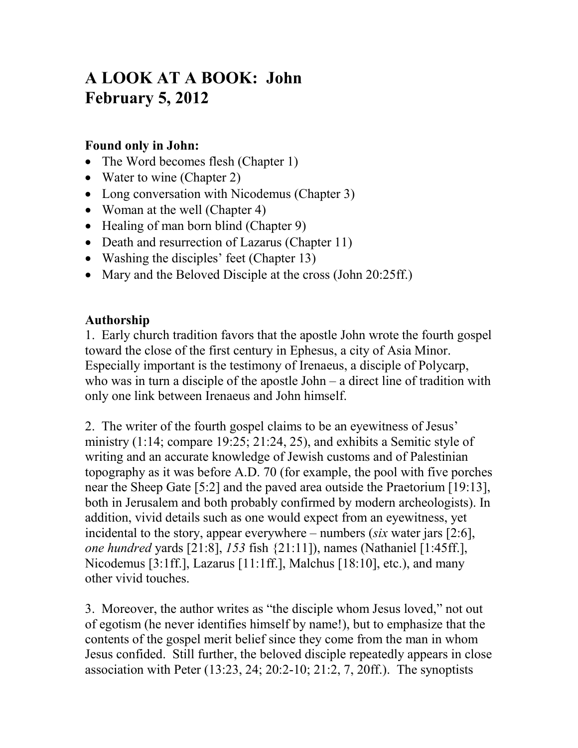# A LOOK AT A BOOK: John
# February 5, 2012

**Found only in John:**

- The Word becomes flesh (Chapter 1)
- Water to wine (Chapter 2)
- Long conversation with Nicodemus (Chapter 3)
- Woman at the well (Chapter 4)
- Healing of man born blind (Chapter 9)
- Death and resurrection of Lazarus (Chapter 11)
- Washing the disciples' feet (Chapter 13)
- Mary and the Beloved Disciple at the cross (John 20:25ff.)

**Authorship**

1. Early church tradition favors that the apostle John wrote the fourth gospel toward the close of the first century in Ephesus, a city of Asia Minor. Especially important is the testimony of Irenaeus, a disciple of Polycarp, who was in turn a disciple of the apostle John – a direct line of tradition with only one link between Irenaeus and John himself.

2. The writer of the fourth gospel claims to be an eyewitness of Jesus' ministry (1:14; compare 19:25; 21:24, 25), and exhibits a Semitic style of writing and an accurate knowledge of Jewish customs and of Palestinian topography as it was before A.D. 70 (for example, the pool with five porches near the Sheep Gate [5:2] and the paved area outside the Praetorium [19:13], both in Jerusalem and both probably confirmed by modern archeologists). In addition, vivid details such as one would expect from an eyewitness, yet incidental to the story, appear everywhere – numbers (*six* water jars [2:6], *one hundred* yards [21:8], *153* fish {21:11]), names (Nathaniel [1:45ff.], Nicodemus [3:1ff.], Lazarus [11:1ff.], Malchus [18:10], etc.), and many other vivid touches.

3. Moreover, the author writes as "the disciple whom Jesus loved," not out of egotism (he never identifies himself by name!), but to emphasize that the contents of the gospel merit belief since they come from the man in whom Jesus confided. Still further, the beloved disciple repeatedly appears in close association with Peter (13:23, 24; 20:2-10; 21:2, 7, 20ff.). The synoptists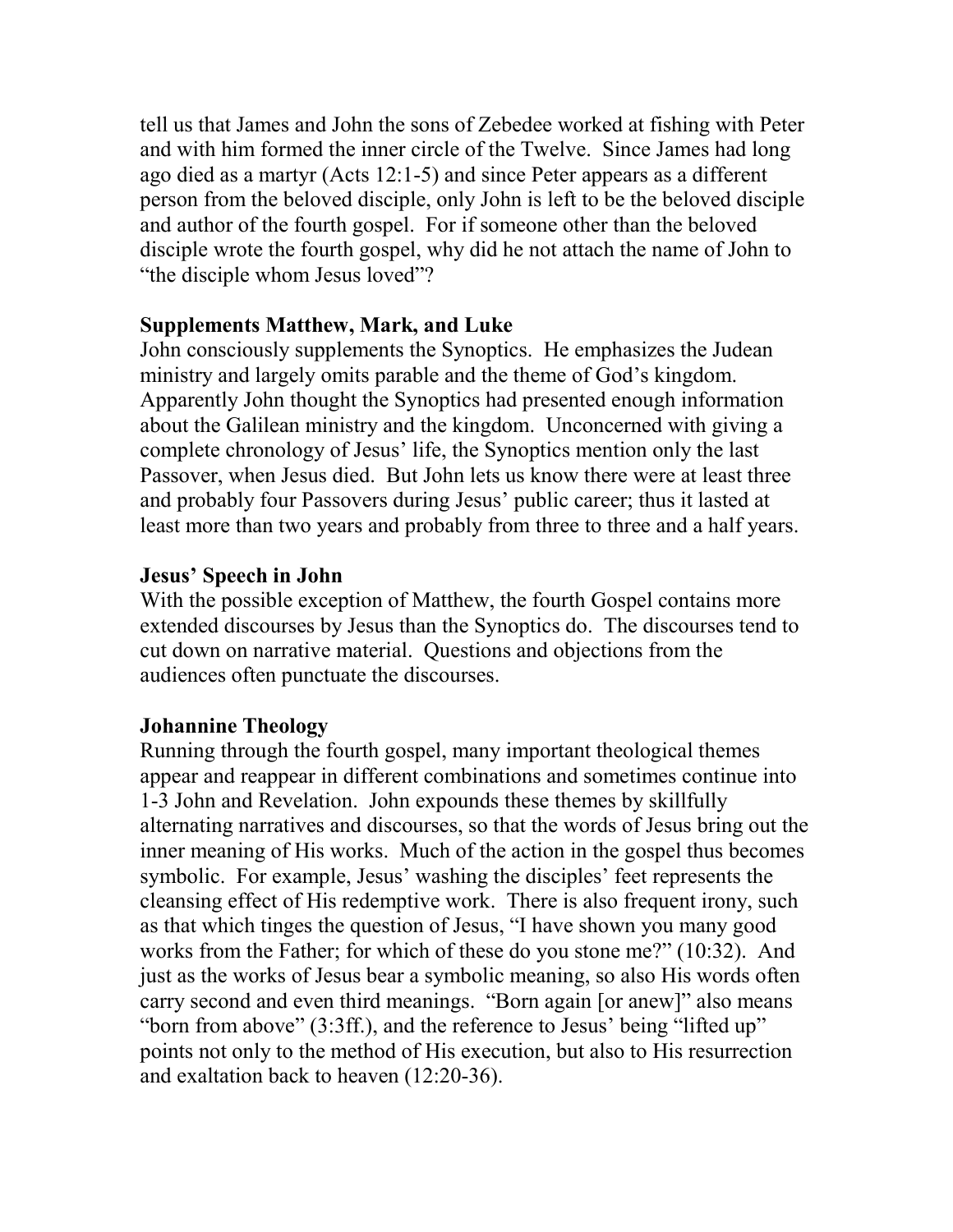tell us that James and John the sons of Zebedee worked at fishing with Peter and with him formed the inner circle of the Twelve. Since James had long ago died as a martyr (Acts 12:1-5) and since Peter appears as a different person from the beloved disciple, only John is left to be the beloved disciple and author of the fourth gospel. For if someone other than the beloved disciple wrote the fourth gospel, why did he not attach the name of John to "the disciple whom Jesus loved"?

**Supplements Matthew, Mark, and Luke**

John consciously supplements the Synoptics. He emphasizes the Judean ministry and largely omits parable and the theme of God's kingdom. Apparently John thought the Synoptics had presented enough information about the Galilean ministry and the kingdom. Unconcerned with giving a complete chronology of Jesus' life, the Synoptics mention only the last Passover, when Jesus died. But John lets us know there were at least three and probably four Passovers during Jesus' public career; thus it lasted at least more than two years and probably from three to three and a half years.

**Jesus' Speech in John**

With the possible exception of Matthew, the fourth Gospel contains more extended discourses by Jesus than the Synoptics do. The discourses tend to cut down on narrative material. Questions and objections from the audiences often punctuate the discourses.

**Johannine Theology**

Running through the fourth gospel, many important theological themes appear and reappear in different combinations and sometimes continue into 1-3 John and Revelation. John expounds these themes by skillfully alternating narratives and discourses, so that the words of Jesus bring out the inner meaning of His works. Much of the action in the gospel thus becomes symbolic. For example, Jesus' washing the disciples' feet represents the cleansing effect of His redemptive work. There is also frequent irony, such as that which tinges the question of Jesus, "I have shown you many good works from the Father; for which of these do you stone me?" (10:32). And just as the works of Jesus bear a symbolic meaning, so also His words often carry second and even third meanings. "Born again [or anew]" also means "born from above" (3:3ff.), and the reference to Jesus' being "lifted up" points not only to the method of His execution, but also to His resurrection and exaltation back to heaven (12:20-36).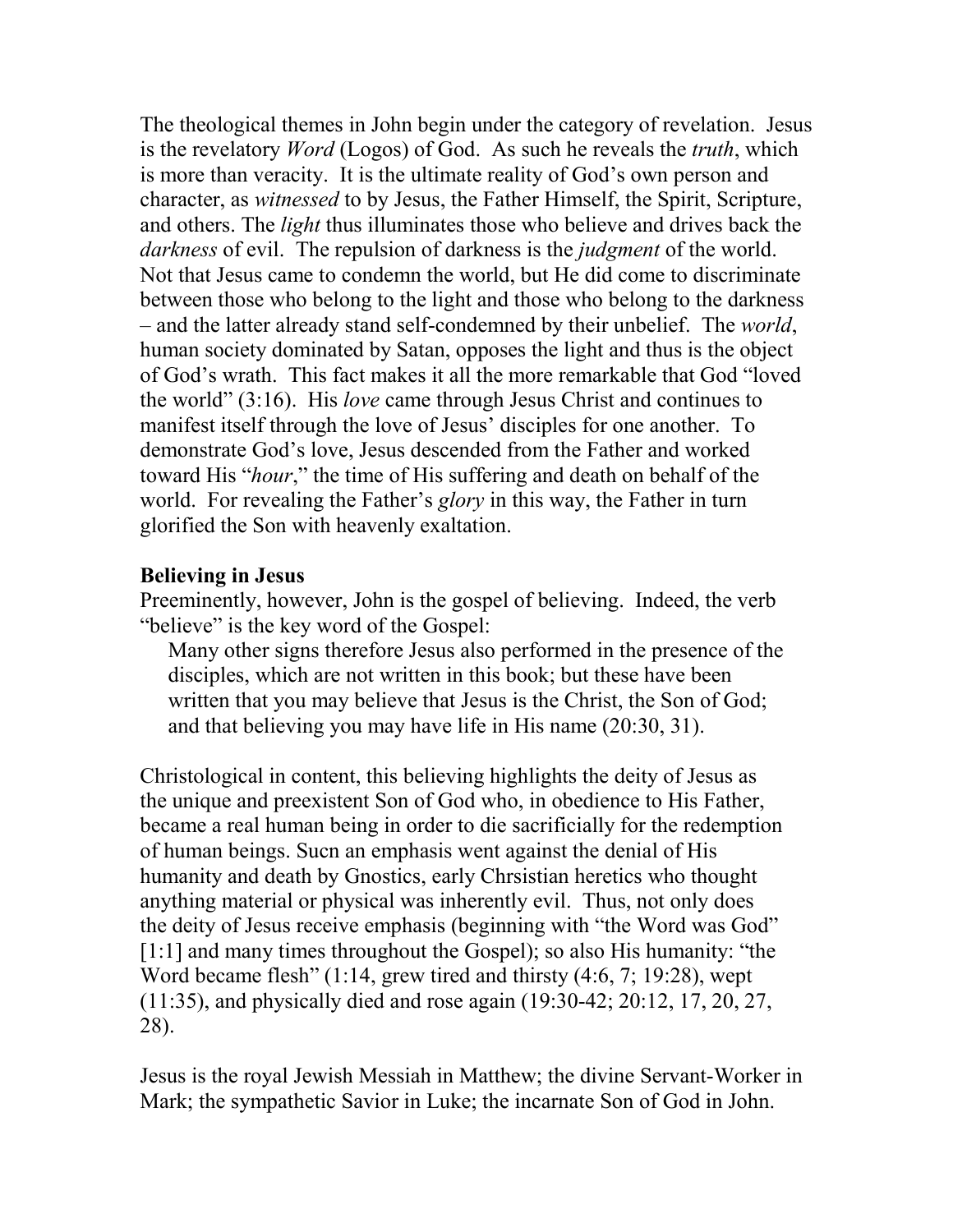The theological themes in John begin under the category of revelation. Jesus is the revelatory *Word* (Logos) of God. As such he reveals the *truth*, which is more than veracity. It is the ultimate reality of God's own person and character, as *witnessed* to by Jesus, the Father Himself, the Spirit, Scripture, and others. The *light* thus illuminates those who believe and drives back the *darkness* of evil. The repulsion of darkness is the *judgment* of the world. Not that Jesus came to condemn the world, but He did come to discriminate between those who belong to the light and those who belong to the darkness – and the latter already stand self-condemned by their unbelief. The *world*, human society dominated by Satan, opposes the light and thus is the object of God's wrath. This fact makes it all the more remarkable that God "loved the world" (3:16). His *love* came through Jesus Christ and continues to manifest itself through the love of Jesus' disciples for one another. To demonstrate God's love, Jesus descended from the Father and worked toward His "*hour*," the time of His suffering and death on behalf of the world. For revealing the Father's *glory* in this way, the Father in turn glorified the Son with heavenly exaltation.

**Believing in Jesus**

Preeminently, however, John is the gospel of believing. Indeed, the verb "believe" is the key word of the Gospel:

> Many other signs therefore Jesus also performed in the presence of the disciples, which are not written in this book; but these have been written that you may believe that Jesus is the Christ, the Son of God; and that believing you may have life in His name (20:30, 31).

Christological in content, this believing highlights the deity of Jesus as the unique and preexistent Son of God who, in obedience to His Father, became a real human being in order to die sacrificially for the redemption of human beings. Sucn an emphasis went against the denial of His humanity and death by Gnostics, early Chrsistian heretics who thought anything material or physical was inherently evil. Thus, not only does the deity of Jesus receive emphasis (beginning with "the Word was God" [1:1] and many times throughout the Gospel); so also His humanity: "the Word became flesh" (1:14, grew tired and thirsty (4:6, 7; 19:28), wept (11:35), and physically died and rose again (19:30-42; 20:12, 17, 20, 27, 28).

Jesus is the royal Jewish Messiah in Matthew; the divine Servant-Worker in Mark; the sympathetic Savior in Luke; the incarnate Son of God in John.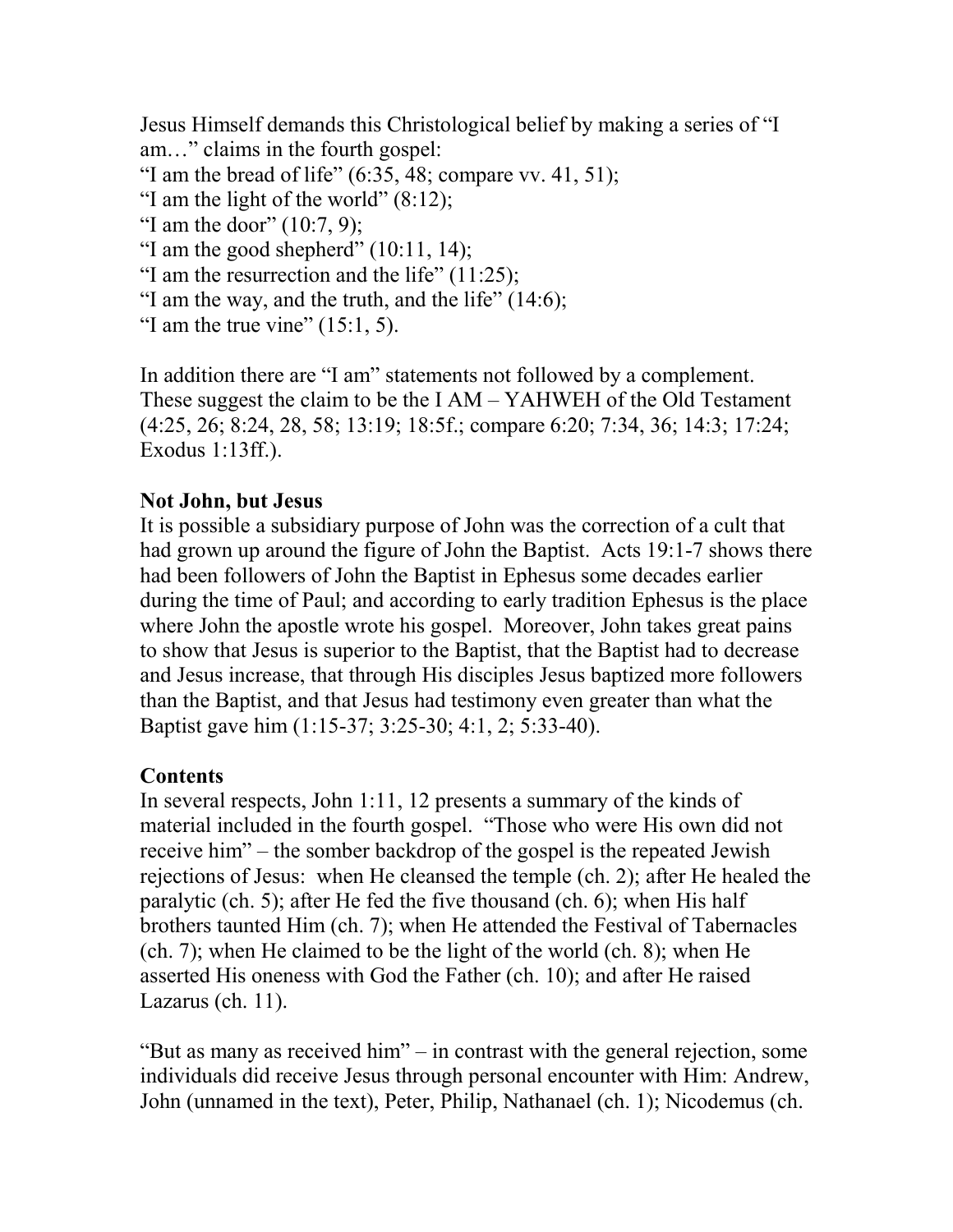Jesus Himself demands this Christological belief by making a series of "I am…" claims in the fourth gospel:
"I am the bread of life" (6:35, 48; compare vv. 41, 51);
"I am the light of the world" (8:12);
"I am the door" (10:7, 9);
"I am the good shepherd" (10:11, 14);
"I am the resurrection and the life" (11:25);
"I am the way, and the truth, and the life" (14:6);
"I am the true vine" (15:1, 5).

In addition there are "I am" statements not followed by a complement. These suggest the claim to be the I AM – YAHWEH of the Old Testament (4:25, 26; 8:24, 28, 58; 13:19; 18:5f.; compare 6:20; 7:34, 36; 14:3; 17:24; Exodus 1:13ff.).

**Not John, but Jesus**
It is possible a subsidiary purpose of John was the correction of a cult that had grown up around the figure of John the Baptist. Acts 19:1-7 shows there had been followers of John the Baptist in Ephesus some decades earlier during the time of Paul; and according to early tradition Ephesus is the place where John the apostle wrote his gospel. Moreover, John takes great pains to show that Jesus is superior to the Baptist, that the Baptist had to decrease and Jesus increase, that through His disciples Jesus baptized more followers than the Baptist, and that Jesus had testimony even greater than what the Baptist gave him (1:15-37; 3:25-30; 4:1, 2; 5:33-40).

**Contents**
In several respects, John 1:11, 12 presents a summary of the kinds of material included in the fourth gospel. "Those who were His own did not receive him" – the somber backdrop of the gospel is the repeated Jewish rejections of Jesus: when He cleansed the temple (ch. 2); after He healed the paralytic (ch. 5); after He fed the five thousand (ch. 6); when His half brothers taunted Him (ch. 7); when He attended the Festival of Tabernacles (ch. 7); when He claimed to be the light of the world (ch. 8); when He asserted His oneness with God the Father (ch. 10); and after He raised Lazarus (ch. 11).

"But as many as received him" – in contrast with the general rejection, some individuals did receive Jesus through personal encounter with Him: Andrew, John (unnamed in the text), Peter, Philip, Nathanael (ch. 1); Nicodemus (ch.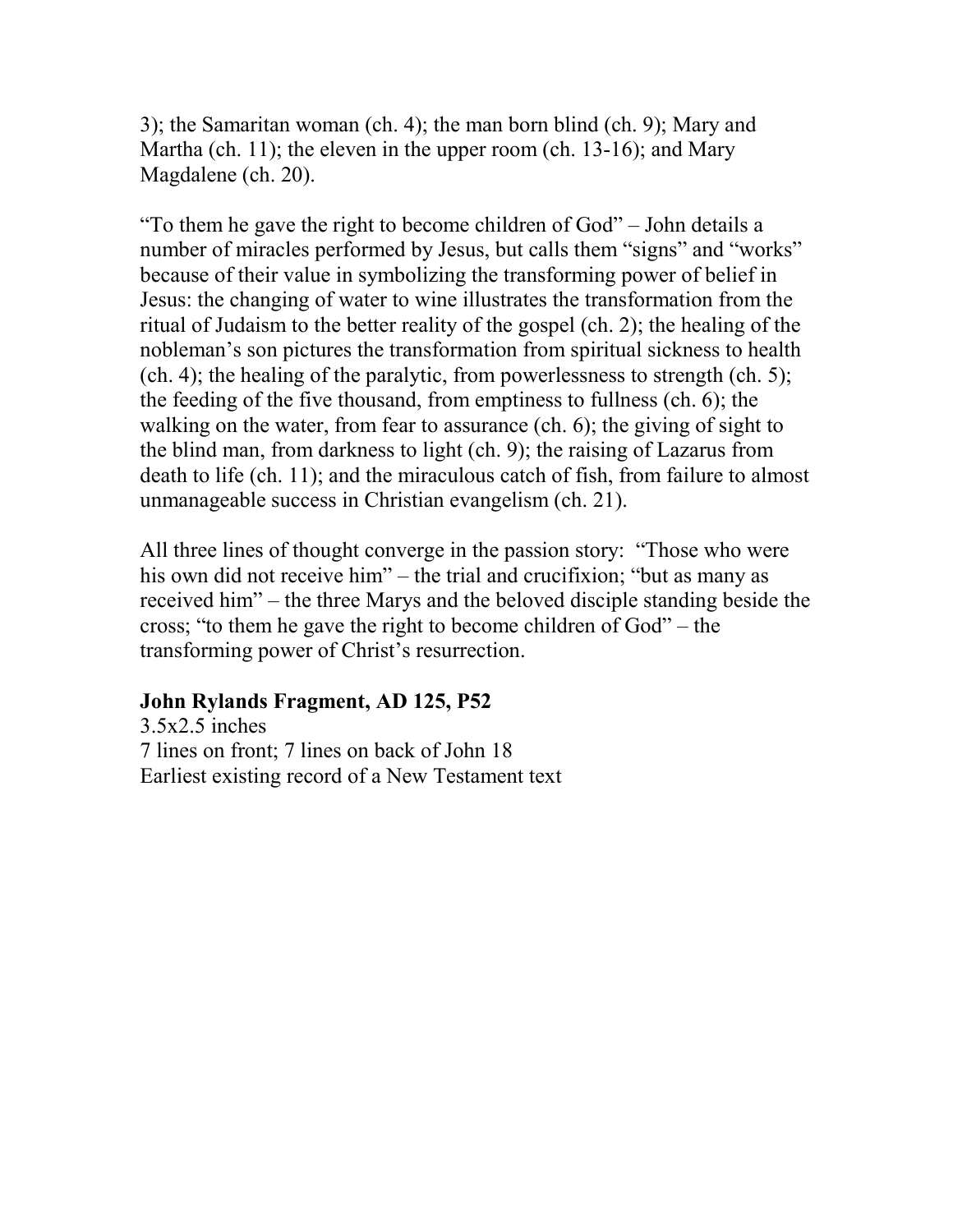3); the Samaritan woman (ch. 4); the man born blind (ch. 9); Mary and Martha (ch. 11); the eleven in the upper room (ch. 13-16); and Mary Magdalene (ch. 20).

"To them he gave the right to become children of God" – John details a number of miracles performed by Jesus, but calls them "signs" and "works" because of their value in symbolizing the transforming power of belief in Jesus: the changing of water to wine illustrates the transformation from the ritual of Judaism to the better reality of the gospel (ch. 2); the healing of the nobleman's son pictures the transformation from spiritual sickness to health (ch. 4); the healing of the paralytic, from powerlessness to strength (ch. 5); the feeding of the five thousand, from emptiness to fullness (ch. 6); the walking on the water, from fear to assurance (ch. 6); the giving of sight to the blind man, from darkness to light (ch. 9); the raising of Lazarus from death to life (ch. 11); and the miraculous catch of fish, from failure to almost unmanageable success in Christian evangelism (ch. 21).

All three lines of thought converge in the passion story: "Those who were his own did not receive him" – the trial and crucifixion; "but as many as received him" – the three Marys and the beloved disciple standing beside the cross; "to them he gave the right to become children of God" – the transforming power of Christ's resurrection.

**John Rylands Fragment, AD 125, P52**
3.5x2.5 inches
7 lines on front; 7 lines on back of John 18
Earliest existing record of a New Testament text